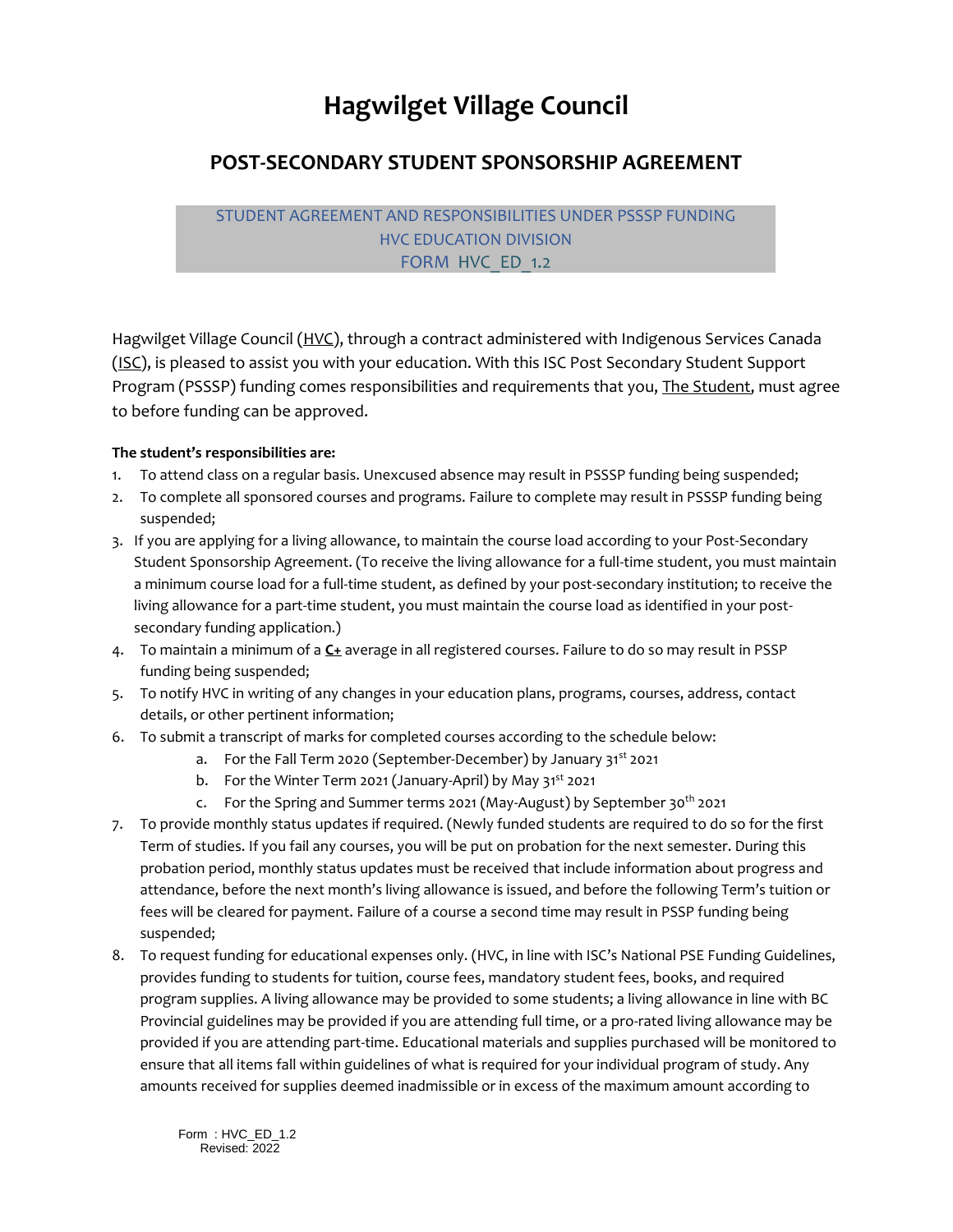# Hagwilget Village Council

## POST-SECONDARY STUDENT SPONSORSHIP AGREEMENT

STUDENT AGREEMENT AND RESPONSIBILITIES UNDER PSSSP FUNDING
HVC EDUCATION DIVISION
FORM HVC_ED_1.2

Hagwilget Village Council (HVC), through a contract administered with Indigenous Services Canada (ISC), is pleased to assist you with your education. With this ISC Post Secondary Student Support Program (PSSSP) funding comes responsibilities and requirements that you, The Student, must agree to before funding can be approved.

**The student's responsibilities are:**

1. To attend class on a regular basis. Unexcused absence may result in PSSSP funding being suspended;
2. To complete all sponsored courses and programs. Failure to complete may result in PSSSP funding being suspended;
3. If you are applying for a living allowance, to maintain the course load according to your Post-Secondary Student Sponsorship Agreement. (To receive the living allowance for a full-time student, you must maintain a minimum course load for a full-time student, as defined by your post-secondary institution; to receive the living allowance for a part-time student, you must maintain the course load as identified in your post-secondary funding application.)
4. To maintain a minimum of a **C+** average in all registered courses. Failure to do so may result in PSSP funding being suspended;
5. To notify HVC in writing of any changes in your education plans, programs, courses, address, contact details, or other pertinent information;
6. To submit a transcript of marks for completed courses according to the schedule below:
   a. For the Fall Term 2020 (September-December) by January 31st 2021
   b. For the Winter Term 2021 (January-April) by May 31st 2021
   c. For the Spring and Summer terms 2021 (May-August) by September 30th 2021
7. To provide monthly status updates if required. (Newly funded students are required to do so for the first Term of studies. If you fail any courses, you will be put on probation for the next semester. During this probation period, monthly status updates must be received that include information about progress and attendance, before the next month's living allowance is issued, and before the following Term's tuition or fees will be cleared for payment. Failure of a course a second time may result in PSSP funding being suspended;
8. To request funding for educational expenses only. (HVC, in line with ISC's National PSE Funding Guidelines, provides funding to students for tuition, course fees, mandatory student fees, books, and required program supplies. A living allowance may be provided to some students; a living allowance in line with BC Provincial guidelines may be provided if you are attending full time, or a pro-rated living allowance may be provided if you are attending part-time. Educational materials and supplies purchased will be monitored to ensure that all items fall within guidelines of what is required for your individual program of study. Any amounts received for supplies deemed inadmissible or in excess of the maximum amount according to

Form : HVC_ED_1.2
Revised: 2022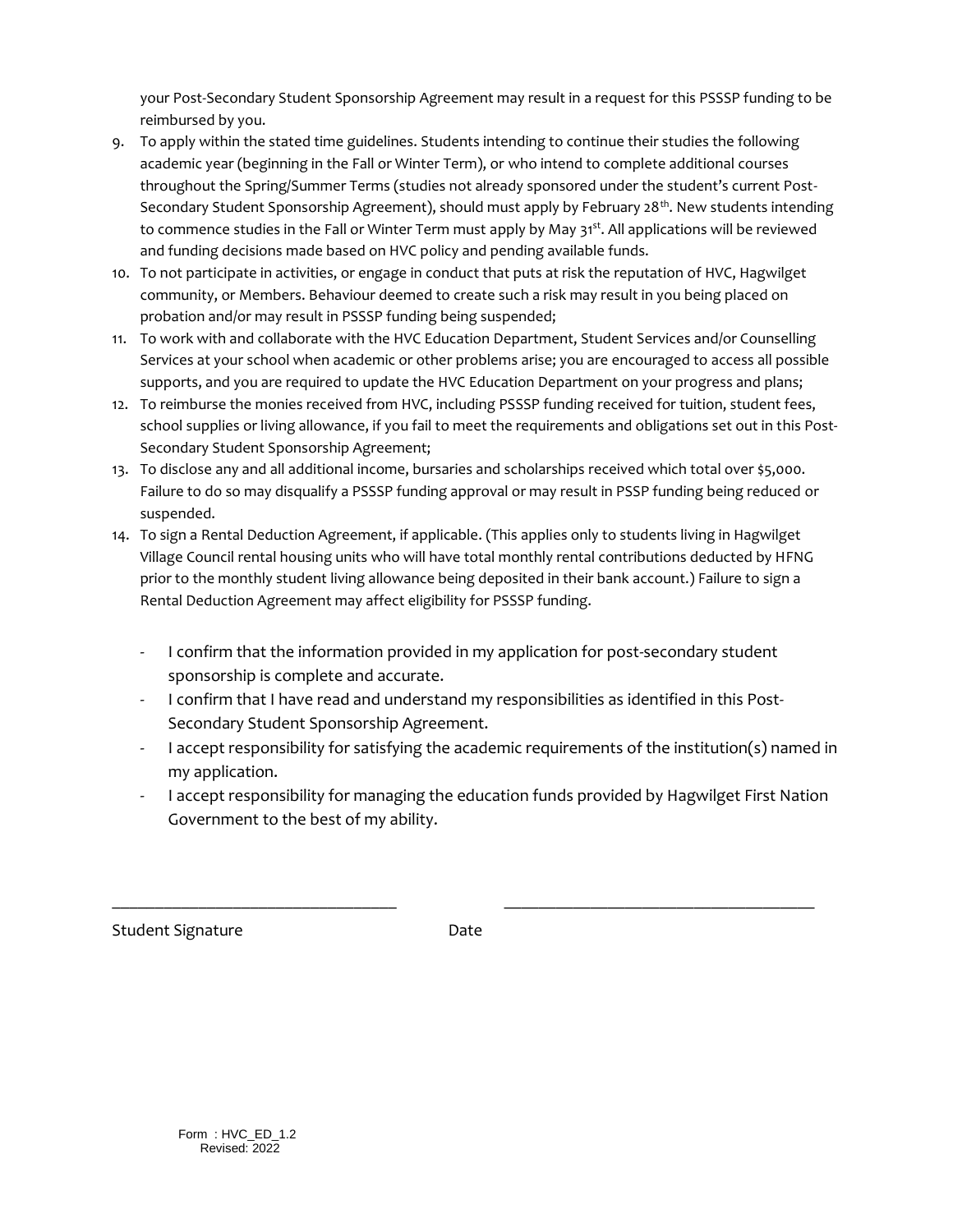your Post-Secondary Student Sponsorship Agreement may result in a request for this PSSSP funding to be reimbursed by you.

9. To apply within the stated time guidelines. Students intending to continue their studies the following academic year (beginning in the Fall or Winter Term), or who intend to complete additional courses throughout the Spring/Summer Terms (studies not already sponsored under the student's current Post-Secondary Student Sponsorship Agreement), should must apply by February 28th. New students intending to commence studies in the Fall or Winter Term must apply by May 31st. All applications will be reviewed and funding decisions made based on HVC policy and pending available funds.
10. To not participate in activities, or engage in conduct that puts at risk the reputation of HVC, Hagwilget community, or Members. Behaviour deemed to create such a risk may result in you being placed on probation and/or may result in PSSSP funding being suspended;
11. To work with and collaborate with the HVC Education Department, Student Services and/or Counselling Services at your school when academic or other problems arise; you are encouraged to access all possible supports, and you are required to update the HVC Education Department on your progress and plans;
12. To reimburse the monies received from HVC, including PSSSP funding received for tuition, student fees, school supplies or living allowance, if you fail to meet the requirements and obligations set out in this Post-Secondary Student Sponsorship Agreement;
13. To disclose any and all additional income, bursaries and scholarships received which total over $5,000. Failure to do so may disqualify a PSSSP funding approval or may result in PSSP funding being reduced or suspended.
14. To sign a Rental Deduction Agreement, if applicable. (This applies only to students living in Hagwilget Village Council rental housing units who will have total monthly rental contributions deducted by HFNG prior to the monthly student living allowance being deposited in their bank account.) Failure to sign a Rental Deduction Agreement may affect eligibility for PSSSP funding.

- I confirm that the information provided in my application for post-secondary student sponsorship is complete and accurate.
- I confirm that I have read and understand my responsibilities as identified in this Post-Secondary Student Sponsorship Agreement.
- I accept responsibility for satisfying the academic requirements of the institution(s) named in my application.
- I accept responsibility for managing the education funds provided by Hagwilget First Nation Government to the best of my ability.

_________________________________ _____________________________________

Student Signature Date

Form : HVC_ED_1.2
Revised: 2022